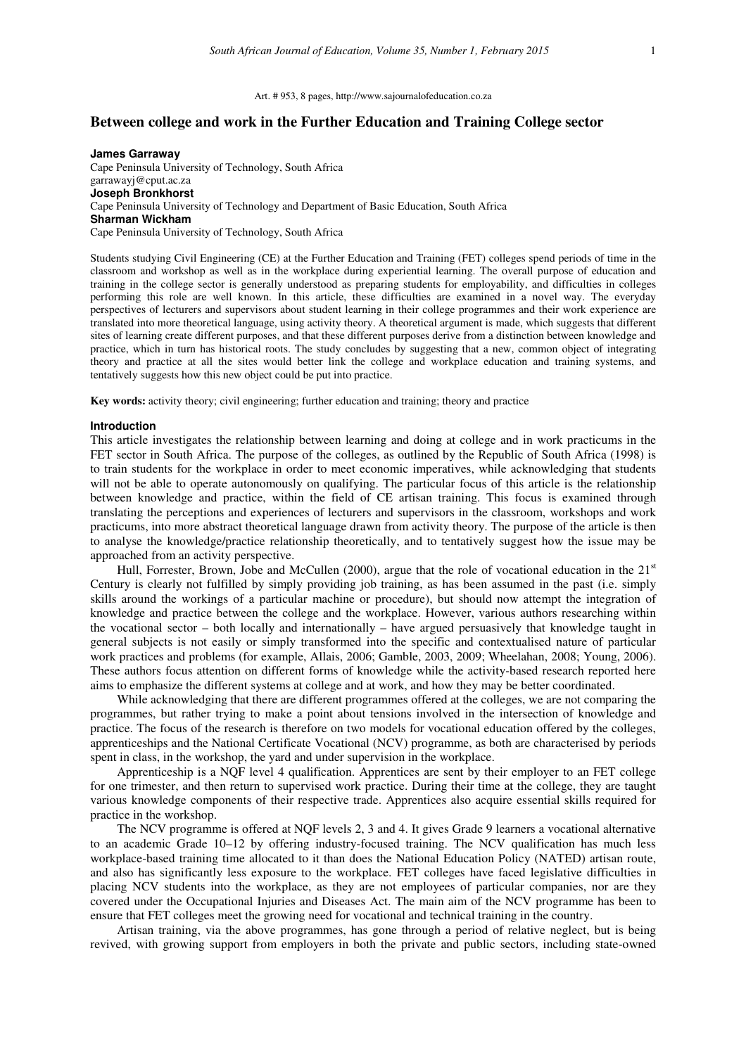Art. # 953, 8 pages, http://www.sajournalofeducation.co.za

# Between college and work in the Further Education and Training College sector

**James Garraway**
Cape Peninsula University of Technology, South Africa
garrawayj@cput.ac.za
**Joseph Bronkhorst**
Cape Peninsula University of Technology and Department of Basic Education, South Africa
**Sharman Wickham**
Cape Peninsula University of Technology, South Africa

Students studying Civil Engineering (CE) at the Further Education and Training (FET) colleges spend periods of time in the classroom and workshop as well as in the workplace during experiential learning. The overall purpose of education and training in the college sector is generally understood as preparing students for employability, and difficulties in colleges performing this role are well known. In this article, these difficulties are examined in a novel way. The everyday perspectives of lecturers and supervisors about student learning in their college programmes and their work experience are translated into more theoretical language, using activity theory. A theoretical argument is made, which suggests that different sites of learning create different purposes, and that these different purposes derive from a distinction between knowledge and practice, which in turn has historical roots. The study concludes by suggesting that a new, common object of integrating theory and practice at all the sites would better link the college and workplace education and training systems, and tentatively suggests how this new object could be put into practice.

**Key words:** activity theory; civil engineering; further education and training; theory and practice

## Introduction

This article investigates the relationship between learning and doing at college and in work practicums in the FET sector in South Africa. The purpose of the colleges, as outlined by the Republic of South Africa (1998) is to train students for the workplace in order to meet economic imperatives, while acknowledging that students will not be able to operate autonomously on qualifying. The particular focus of this article is the relationship between knowledge and practice, within the field of CE artisan training. This focus is examined through translating the perceptions and experiences of lecturers and supervisors in the classroom, workshops and work practicums, into more abstract theoretical language drawn from activity theory. The purpose of the article is then to analyse the knowledge/practice relationship theoretically, and to tentatively suggest how the issue may be approached from an activity perspective.

Hull, Forrester, Brown, Jobe and McCullen (2000), argue that the role of vocational education in the 21st Century is clearly not fulfilled by simply providing job training, as has been assumed in the past (i.e. simply skills around the workings of a particular machine or procedure), but should now attempt the integration of knowledge and practice between the college and the workplace. However, various authors researching within the vocational sector – both locally and internationally – have argued persuasively that knowledge taught in general subjects is not easily or simply transformed into the specific and contextualised nature of particular work practices and problems (for example, Allais, 2006; Gamble, 2003, 2009; Wheelahan, 2008; Young, 2006). These authors focus attention on different forms of knowledge while the activity-based research reported here aims to emphasize the different systems at college and at work, and how they may be better coordinated.

While acknowledging that there are different programmes offered at the colleges, we are not comparing the programmes, but rather trying to make a point about tensions involved in the intersection of knowledge and practice. The focus of the research is therefore on two models for vocational education offered by the colleges, apprenticeships and the National Certificate Vocational (NCV) programme, as both are characterised by periods spent in class, in the workshop, the yard and under supervision in the workplace.

Apprenticeship is a NQF level 4 qualification. Apprentices are sent by their employer to an FET college for one trimester, and then return to supervised work practice. During their time at the college, they are taught various knowledge components of their respective trade. Apprentices also acquire essential skills required for practice in the workshop.

The NCV programme is offered at NQF levels 2, 3 and 4. It gives Grade 9 learners a vocational alternative to an academic Grade 10–12 by offering industry-focused training. The NCV qualification has much less workplace-based training time allocated to it than does the National Education Policy (NATED) artisan route, and also has significantly less exposure to the workplace. FET colleges have faced legislative difficulties in placing NCV students into the workplace, as they are not employees of particular companies, nor are they covered under the Occupational Injuries and Diseases Act. The main aim of the NCV programme has been to ensure that FET colleges meet the growing need for vocational and technical training in the country.

Artisan training, via the above programmes, has gone through a period of relative neglect, but is being revived, with growing support from employers in both the private and public sectors, including state-owned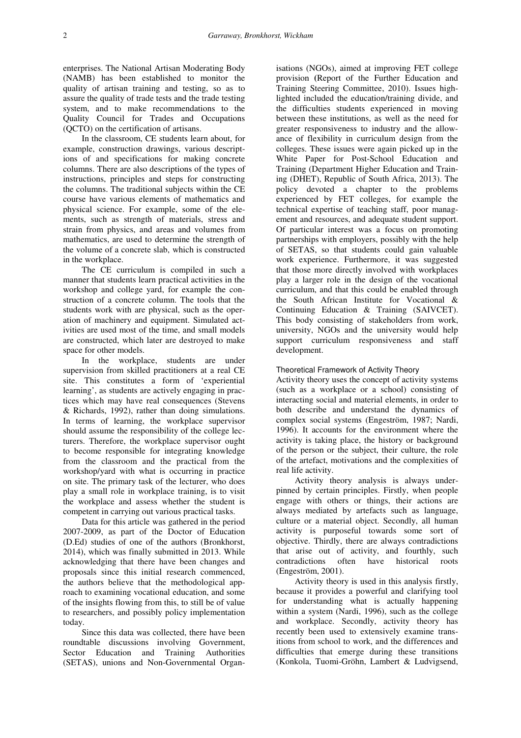enterprises. The National Artisan Moderating Body (NAMB) has been established to monitor the quality of artisan training and testing, so as to assure the quality of trade tests and the trade testing system, and to make recommendations to the Quality Council for Trades and Occupations (QCTO) on the certification of artisans.

In the classroom, CE students learn about, for example, construction drawings, various descriptions of and specifications for making concrete columns. There are also descriptions of the types of instructions, principles and steps for constructing the columns. The traditional subjects within the CE course have various elements of mathematics and physical science. For example, some of the elements, such as strength of materials, stress and strain from physics, and areas and volumes from mathematics, are used to determine the strength of the volume of a concrete slab, which is constructed in the workplace.

The CE curriculum is compiled in such a manner that students learn practical activities in the workshop and college yard, for example the construction of a concrete column. The tools that the students work with are physical, such as the operation of machinery and equipment. Simulated activities are used most of the time, and small models are constructed, which later are destroyed to make space for other models.

In the workplace, students are under supervision from skilled practitioners at a real CE site. This constitutes a form of 'experiential learning', as students are actively engaging in practices which may have real consequences (Stevens & Richards, 1992), rather than doing simulations. In terms of learning, the workplace supervisor should assume the responsibility of the college lecturers. Therefore, the workplace supervisor ought to become responsible for integrating knowledge from the classroom and the practical from the workshop/yard with what is occurring in practice on site. The primary task of the lecturer, who does play a small role in workplace training, is to visit the workplace and assess whether the student is competent in carrying out various practical tasks.

Data for this article was gathered in the period 2007-2009, as part of the Doctor of Education (D.Ed) studies of one of the authors (Bronkhorst, 2014), which was finally submitted in 2013. While acknowledging that there have been changes and proposals since this initial research commenced, the authors believe that the methodological approach to examining vocational education, and some of the insights flowing from this, to still be of value to researchers, and possibly policy implementation today.

Since this data was collected, there have been roundtable discussions involving Government, Sector Education and Training Authorities (SETAS), unions and Non-Governmental Organisations (NGOs), aimed at improving FET college provision (Report of the Further Education and Training Steering Committee, 2010). Issues highlighted included the education/training divide, and the difficulties students experienced in moving between these institutions, as well as the need for greater responsiveness to industry and the allowance of flexibility in curriculum design from the colleges. These issues were again picked up in the White Paper for Post-School Education and Training (Department Higher Education and Training (DHET), Republic of South Africa, 2013). The policy devoted a chapter to the problems experienced by FET colleges, for example the technical expertise of teaching staff, poor management and resources, and adequate student support. Of particular interest was a focus on promoting partnerships with employers, possibly with the help of SETAS, so that students could gain valuable work experience. Furthermore, it was suggested that those more directly involved with workplaces play a larger role in the design of the vocational curriculum, and that this could be enabled through the South African Institute for Vocational & Continuing Education & Training (SAIVCET). This body consisting of stakeholders from work, university, NGOs and the university would help support curriculum responsiveness and staff development.

### Theoretical Framework of Activity Theory

Activity theory uses the concept of activity systems (such as a workplace or a school) consisting of interacting social and material elements, in order to both describe and understand the dynamics of complex social systems (Engeström, 1987; Nardi, 1996). It accounts for the environment where the activity is taking place, the history or background of the person or the subject, their culture, the role of the artefact, motivations and the complexities of real life activity.

Activity theory analysis is always underpinned by certain principles. Firstly, when people engage with others or things, their actions are always mediated by artefacts such as language, culture or a material object. Secondly, all human activity is purposeful towards some sort of objective. Thirdly, there are always contradictions that arise out of activity, and fourthly, such contradictions often have historical roots (Engeström, 2001).

Activity theory is used in this analysis firstly, because it provides a powerful and clarifying tool for understanding what is actually happening within a system (Nardi, 1996), such as the college and workplace. Secondly, activity theory has recently been used to extensively examine transitions from school to work, and the differences and difficulties that emerge during these transitions (Konkola, Tuomi-Gröhn, Lambert & Ludvigsend,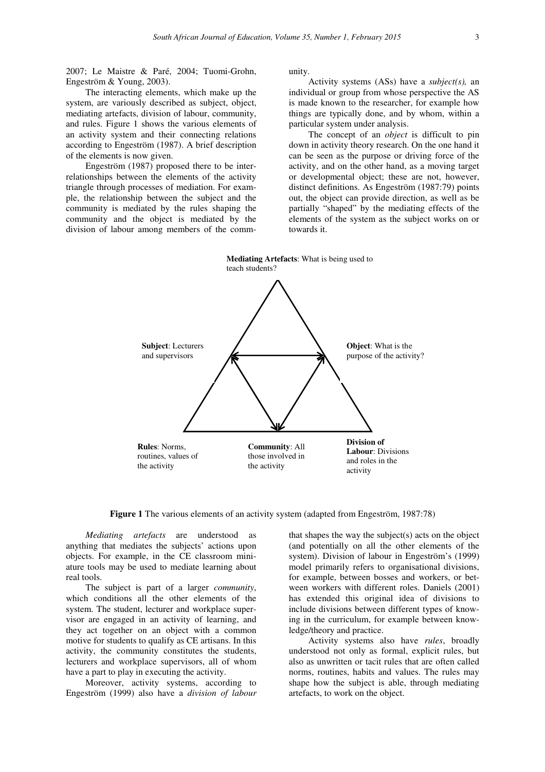2007; Le Maistre & Paré, 2004; Tuomi-Grohn, Engeström & Young, 2003).

The interacting elements, which make up the system, are variously described as subject, object, mediating artefacts, division of labour, community, and rules. Figure 1 shows the various elements of an activity system and their connecting relations according to Engeström (1987). A brief description of the elements is now given.

Engeström (1987) proposed there to be interrelationships between the elements of the activity triangle through processes of mediation. For example, the relationship between the subject and the community is mediated by the rules shaping the community and the object is mediated by the division of labour among members of the community.

Activity systems (ASs) have a *subject(s),* an individual or group from whose perspective the AS is made known to the researcher, for example how things are typically done, and by whom, within a particular system under analysis.

The concept of an *object* is difficult to pin down in activity theory research. On the one hand it can be seen as the purpose or driving force of the activity, and on the other hand, as a moving target or developmental object; these are not, however, distinct definitions. As Engeström (1987:79) points out, the object can provide direction, as well as be partially "shaped" by the mediating effects of the elements of the system as the subject works on or towards it.

**Mediating Artefacts**: What is being used to teach students?

**Subject**: Lecturers and supervisors

**Object**: What is the purpose of the activity?

**Rules**: Norms, routines, values of the activity

**Community**: All those involved in the activity

**Division of Labour**: Divisions and roles in the activity

**Figure 1** The various elements of an activity system (adapted from Engeström, 1987:78)

*Mediating artefacts* are understood as anything that mediates the subjects' actions upon objects. For example, in the CE classroom miniature tools may be used to mediate learning about real tools.

The subject is part of a larger *community*, which conditions all the other elements of the system. The student, lecturer and workplace supervisor are engaged in an activity of learning, and they act together on an object with a common motive for students to qualify as CE artisans. In this activity, the community constitutes the students, lecturers and workplace supervisors, all of whom have a part to play in executing the activity.

Moreover, activity systems, according to Engeström (1999) also have a *division of labour* that shapes the way the subject(s) acts on the object (and potentially on all the other elements of the system). Division of labour in Engeström's (1999) model primarily refers to organisational divisions, for example, between bosses and workers, or between workers with different roles. Daniels (2001) has extended this original idea of divisions to include divisions between different types of knowing in the curriculum, for example between knowledge/theory and practice.

Activity systems also have *rules*, broadly understood not only as formal, explicit rules, but also as unwritten or tacit rules that are often called norms, routines, habits and values. The rules may shape how the subject is able, through mediating artefacts, to work on the object.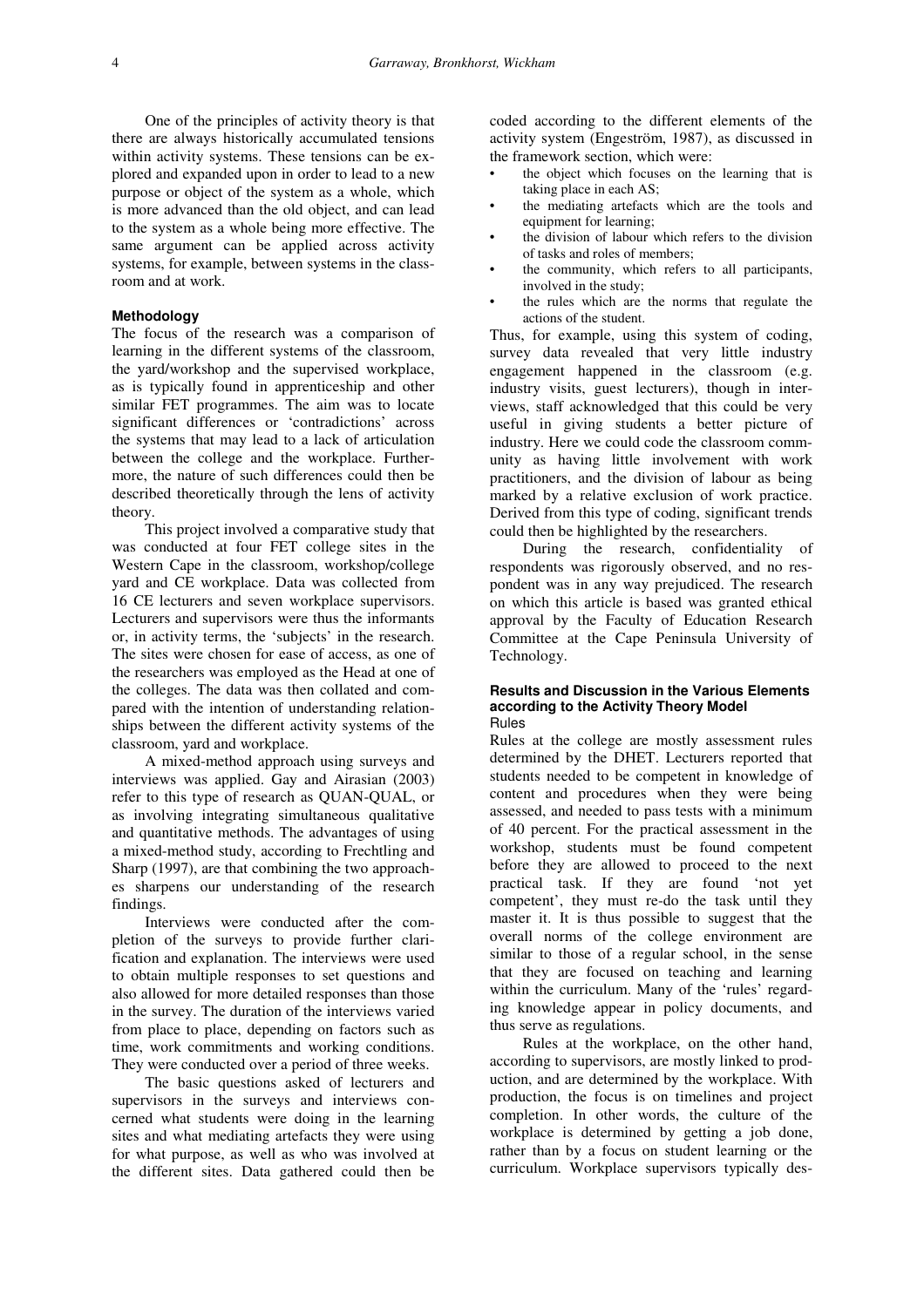One of the principles of activity theory is that there are always historically accumulated tensions within activity systems. These tensions can be explored and expanded upon in order to lead to a new purpose or object of the system as a whole, which is more advanced than the old object, and can lead to the system as a whole being more effective. The same argument can be applied across activity systems, for example, between systems in the classroom and at work.

**Methodology**

The focus of the research was a comparison of learning in the different systems of the classroom, the yard/workshop and the supervised workplace, as is typically found in apprenticeship and other similar FET programmes. The aim was to locate significant differences or 'contradictions' across the systems that may lead to a lack of articulation between the college and the workplace. Furthermore, the nature of such differences could then be described theoretically through the lens of activity theory.

This project involved a comparative study that was conducted at four FET college sites in the Western Cape in the classroom, workshop/college yard and CE workplace. Data was collected from 16 CE lecturers and seven workplace supervisors. Lecturers and supervisors were thus the informants or, in activity terms, the 'subjects' in the research. The sites were chosen for ease of access, as one of the researchers was employed as the Head at one of the colleges. The data was then collated and compared with the intention of understanding relationships between the different activity systems of the classroom, yard and workplace.

A mixed-method approach using surveys and interviews was applied. Gay and Airasian (2003) refer to this type of research as QUAN-QUAL, or as involving integrating simultaneous qualitative and quantitative methods. The advantages of using a mixed-method study, according to Frechtling and Sharp (1997), are that combining the two approaches sharpens our understanding of the research findings.

Interviews were conducted after the completion of the surveys to provide further clarification and explanation. The interviews were used to obtain multiple responses to set questions and also allowed for more detailed responses than those in the survey. The duration of the interviews varied from place to place, depending on factors such as time, work commitments and working conditions. They were conducted over a period of three weeks.

The basic questions asked of lecturers and supervisors in the surveys and interviews concerned what students were doing in the learning sites and what mediating artefacts they were using for what purpose, as well as who was involved at the different sites. Data gathered could then be coded according to the different elements of the activity system (Engeström, 1987), as discussed in the framework section, which were:

- the object which focuses on the learning that is taking place in each AS;
- the mediating artefacts which are the tools and equipment for learning;
- the division of labour which refers to the division of tasks and roles of members;
- the community, which refers to all participants, involved in the study;
- the rules which are the norms that regulate the actions of the student.

Thus, for example, using this system of coding, survey data revealed that very little industry engagement happened in the classroom (e.g. industry visits, guest lecturers), though in interviews, staff acknowledged that this could be very useful in giving students a better picture of industry. Here we could code the classroom community as having little involvement with work practitioners, and the division of labour as being marked by a relative exclusion of work practice. Derived from this type of coding, significant trends could then be highlighted by the researchers.

During the research, confidentiality of respondents was rigorously observed, and no respondent was in any way prejudiced. The research on which this article is based was granted ethical approval by the Faculty of Education Research Committee at the Cape Peninsula University of Technology.

**Results and Discussion in the Various Elements according to the Activity Theory Model**

Rules

Rules at the college are mostly assessment rules determined by the DHET. Lecturers reported that students needed to be competent in knowledge of content and procedures when they were being assessed, and needed to pass tests with a minimum of 40 percent. For the practical assessment in the workshop, students must be found competent before they are allowed to proceed to the next practical task. If they are found 'not yet competent', they must re-do the task until they master it. It is thus possible to suggest that the overall norms of the college environment are similar to those of a regular school, in the sense that they are focused on teaching and learning within the curriculum. Many of the 'rules' regarding knowledge appear in policy documents, and thus serve as regulations.

Rules at the workplace, on the other hand, according to supervisors, are mostly linked to production, and are determined by the workplace. With production, the focus is on timelines and project completion. In other words, the culture of the workplace is determined by getting a job done, rather than by a focus on student learning or the curriculum. Workplace supervisors typically des-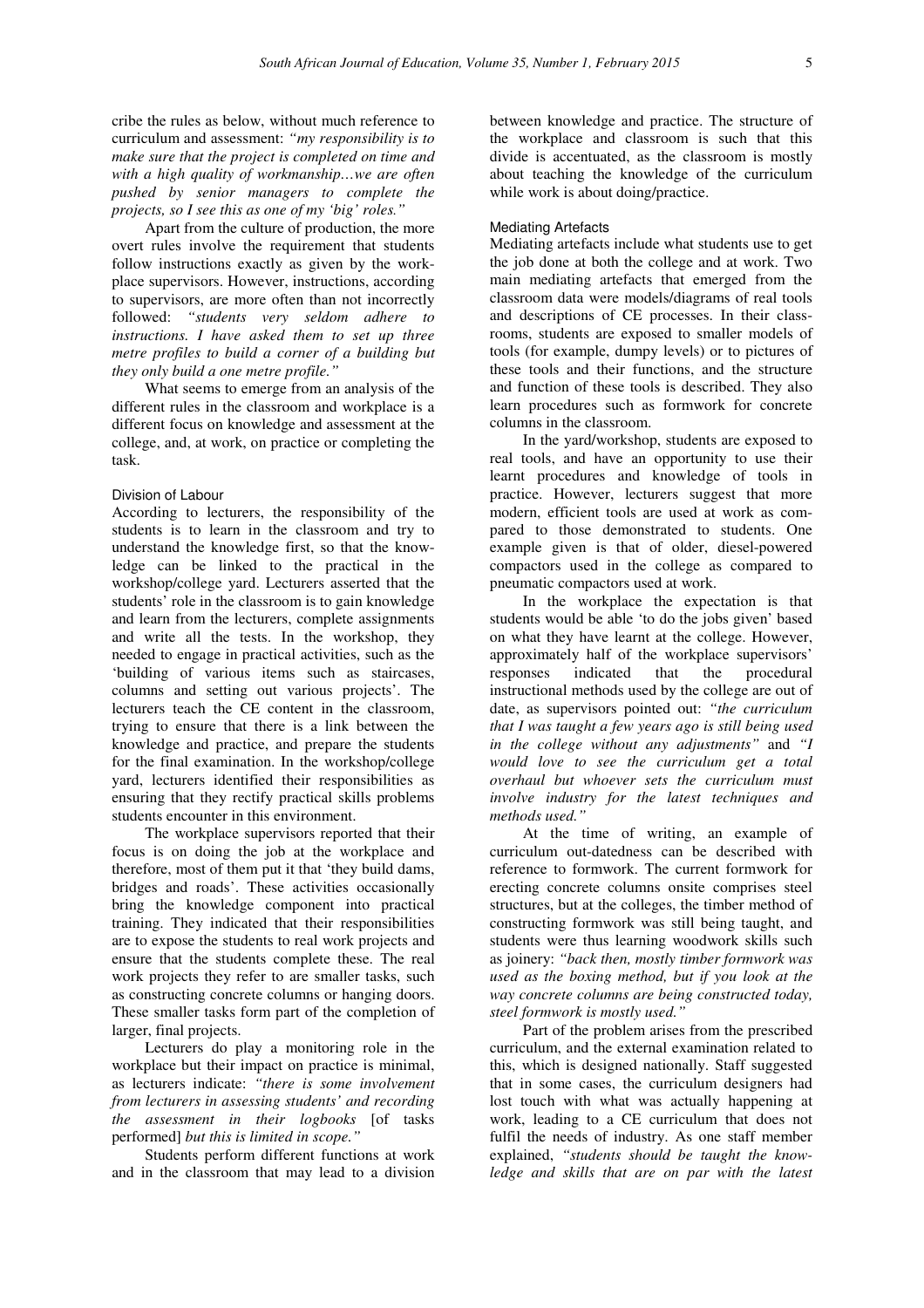cribe the rules as below, without much reference to curriculum and assessment: *"my responsibility is to make sure that the project is completed on time and with a high quality of workmanship…we are often pushed by senior managers to complete the projects, so I see this as one of my 'big' roles."*

Apart from the culture of production, the more overt rules involve the requirement that students follow instructions exactly as given by the workplace supervisors. However, instructions, according to supervisors, are more often than not incorrectly followed: *"students very seldom adhere to instructions. I have asked them to set up three metre profiles to build a corner of a building but they only build a one metre profile."*

What seems to emerge from an analysis of the different rules in the classroom and workplace is a different focus on knowledge and assessment at the college, and, at work, on practice or completing the task.

#### Division of Labour

According to lecturers, the responsibility of the students is to learn in the classroom and try to understand the knowledge first, so that the knowledge can be linked to the practical in the workshop/college yard. Lecturers asserted that the students' role in the classroom is to gain knowledge and learn from the lecturers, complete assignments and write all the tests. In the workshop, they needed to engage in practical activities, such as the 'building of various items such as staircases, columns and setting out various projects'. The lecturers teach the CE content in the classroom, trying to ensure that there is a link between the knowledge and practice, and prepare the students for the final examination. In the workshop/college yard, lecturers identified their responsibilities as ensuring that they rectify practical skills problems students encounter in this environment.

The workplace supervisors reported that their focus is on doing the job at the workplace and therefore, most of them put it that 'they build dams, bridges and roads'. These activities occasionally bring the knowledge component into practical training. They indicated that their responsibilities are to expose the students to real work projects and ensure that the students complete these. The real work projects they refer to are smaller tasks, such as constructing concrete columns or hanging doors. These smaller tasks form part of the completion of larger, final projects.

Lecturers do play a monitoring role in the workplace but their impact on practice is minimal, as lecturers indicate: *"there is some involvement from lecturers in assessing students' and recording the assessment in their logbooks* [of tasks performed] *but this is limited in scope."*

Students perform different functions at work and in the classroom that may lead to a division between knowledge and practice. The structure of the workplace and classroom is such that this divide is accentuated, as the classroom is mostly about teaching the knowledge of the curriculum while work is about doing/practice.

#### Mediating Artefacts

Mediating artefacts include what students use to get the job done at both the college and at work. Two main mediating artefacts that emerged from the classroom data were models/diagrams of real tools and descriptions of CE processes. In their classrooms, students are exposed to smaller models of tools (for example, dumpy levels) or to pictures of these tools and their functions, and the structure and function of these tools is described. They also learn procedures such as formwork for concrete columns in the classroom.

In the yard/workshop, students are exposed to real tools, and have an opportunity to use their learnt procedures and knowledge of tools in practice. However, lecturers suggest that more modern, efficient tools are used at work as compared to those demonstrated to students. One example given is that of older, diesel-powered compactors used in the college as compared to pneumatic compactors used at work.

In the workplace the expectation is that students would be able 'to do the jobs given' based on what they have learnt at the college. However, approximately half of the workplace supervisors' responses indicated that the procedural instructional methods used by the college are out of date, as supervisors pointed out: *"the curriculum that I was taught a few years ago is still being used in the college without any adjustments"* and *"I would love to see the curriculum get a total overhaul but whoever sets the curriculum must involve industry for the latest techniques and methods used."*

At the time of writing, an example of curriculum out-datedness can be described with reference to formwork. The current formwork for erecting concrete columns onsite comprises steel structures, but at the colleges, the timber method of constructing formwork was still being taught, and students were thus learning woodwork skills such as joinery: *"back then, mostly timber formwork was used as the boxing method, but if you look at the way concrete columns are being constructed today, steel formwork is mostly used."*

Part of the problem arises from the prescribed curriculum, and the external examination related to this, which is designed nationally. Staff suggested that in some cases, the curriculum designers had lost touch with what was actually happening at work, leading to a CE curriculum that does not fulfil the needs of industry. As one staff member explained, *"students should be taught the knowledge and skills that are on par with the latest*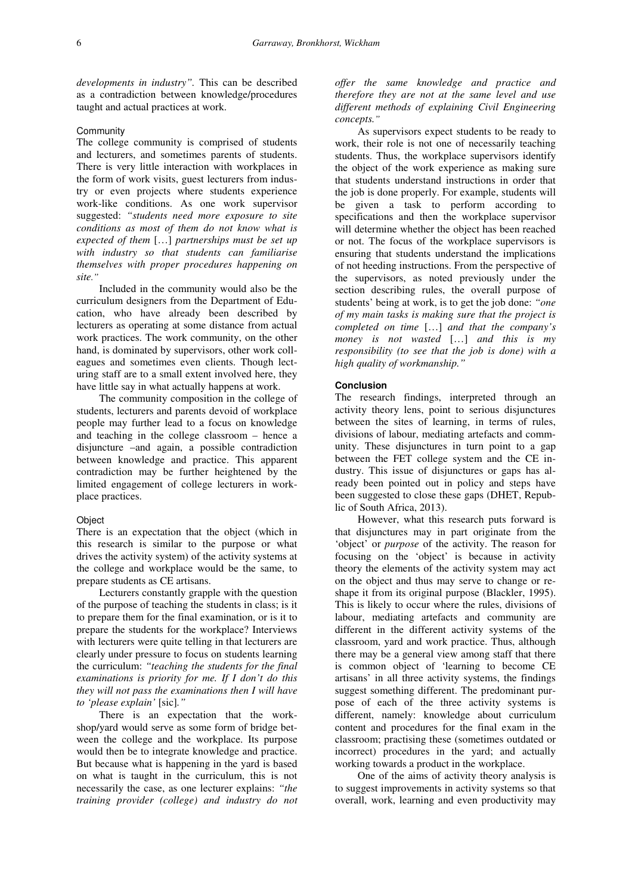*developments in industry"*. This can be described as a contradiction between knowledge/procedures taught and actual practices at work.

### Community

The college community is comprised of students and lecturers, and sometimes parents of students. There is very little interaction with workplaces in the form of work visits, guest lecturers from industry or even projects where students experience work-like conditions. As one work supervisor suggested: *"students need more exposure to site conditions as most of them do not know what is expected of them* […] *partnerships must be set up with industry so that students can familiarise themselves with proper procedures happening on site."*

Included in the community would also be the curriculum designers from the Department of Education, who have already been described by lecturers as operating at some distance from actual work practices. The work community, on the other hand, is dominated by supervisors, other work colleagues and sometimes even clients. Though lecturing staff are to a small extent involved here, they have little say in what actually happens at work.

The community composition in the college of students, lecturers and parents devoid of workplace people may further lead to a focus on knowledge and teaching in the college classroom – hence a disjuncture –and again, a possible contradiction between knowledge and practice. This apparent contradiction may be further heightened by the limited engagement of college lecturers in workplace practices.

### Object

There is an expectation that the object (which in this research is similar to the purpose or what drives the activity system) of the activity systems at the college and workplace would be the same, to prepare students as CE artisans.

Lecturers constantly grapple with the question of the purpose of teaching the students in class; is it to prepare them for the final examination, or is it to prepare the students for the workplace? Interviews with lecturers were quite telling in that lecturers are clearly under pressure to focus on students learning the curriculum: *"teaching the students for the final examinations is priority for me. If I don't do this they will not pass the examinations then I will have to 'please explain'* [sic]*."*

There is an expectation that the workshop/yard would serve as some form of bridge between the college and the workplace. Its purpose would then be to integrate knowledge and practice. But because what is happening in the yard is based on what is taught in the curriculum, this is not necessarily the case, as one lecturer explains: *"the training provider (college) and industry do not offer the same knowledge and practice and therefore they are not at the same level and use different methods of explaining Civil Engineering concepts."*

As supervisors expect students to be ready to work, their role is not one of necessarily teaching students. Thus, the workplace supervisors identify the object of the work experience as making sure that students understand instructions in order that the job is done properly. For example, students will be given a task to perform according to specifications and then the workplace supervisor will determine whether the object has been reached or not. The focus of the workplace supervisors is ensuring that students understand the implications of not heeding instructions. From the perspective of the supervisors, as noted previously under the section describing rules, the overall purpose of students' being at work, is to get the job done: *"one of my main tasks is making sure that the project is completed on time* […] *and that the company's money is not wasted* […] *and this is my responsibility (to see that the job is done) with a high quality of workmanship."*

## Conclusion

The research findings, interpreted through an activity theory lens, point to serious disjunctures between the sites of learning, in terms of rules, divisions of labour, mediating artefacts and community. These disjunctures in turn point to a gap between the FET college system and the CE industry. This issue of disjunctures or gaps has already been pointed out in policy and steps have been suggested to close these gaps (DHET, Republic of South Africa, 2013).

However, what this research puts forward is that disjunctures may in part originate from the 'object' or *purpose* of the activity. The reason for focusing on the 'object' is because in activity theory the elements of the activity system may act on the object and thus may serve to change or reshape it from its original purpose (Blackler, 1995). This is likely to occur where the rules, divisions of labour, mediating artefacts and community are different in the different activity systems of the classroom, yard and work practice. Thus, although there may be a general view among staff that there is common object of 'learning to become CE artisans' in all three activity systems, the findings suggest something different. The predominant purpose of each of the three activity systems is different, namely: knowledge about curriculum content and procedures for the final exam in the classroom; practising these (sometimes outdated or incorrect) procedures in the yard; and actually working towards a product in the workplace.

One of the aims of activity theory analysis is to suggest improvements in activity systems so that overall, work, learning and even productivity may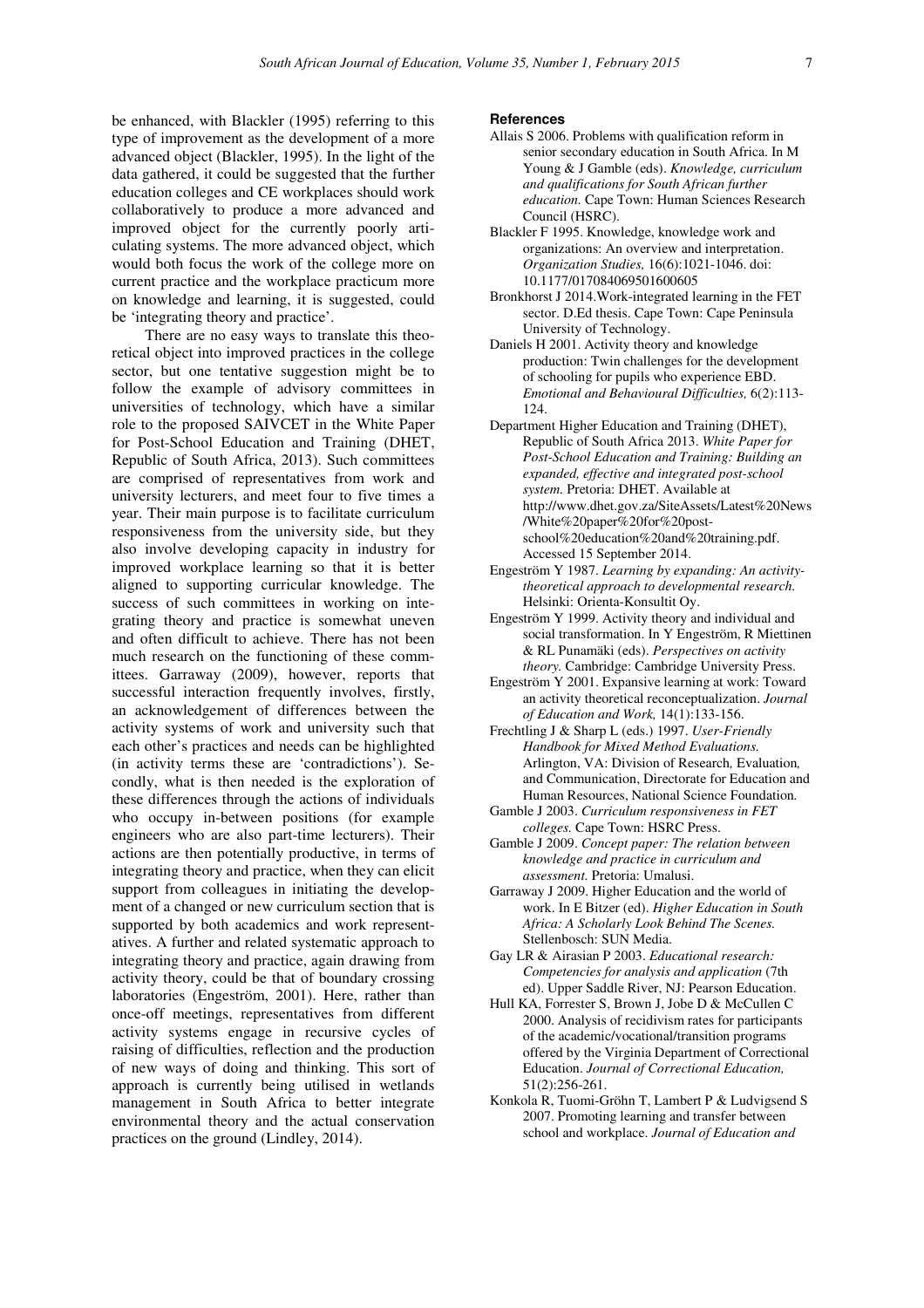be enhanced, with Blackler (1995) referring to this type of improvement as the development of a more advanced object (Blackler, 1995). In the light of the data gathered, it could be suggested that the further education colleges and CE workplaces should work collaboratively to produce a more advanced and improved object for the currently poorly articulating systems. The more advanced object, which would both focus the work of the college more on current practice and the workplace practicum more on knowledge and learning, it is suggested, could be 'integrating theory and practice'.

There are no easy ways to translate this theoretical object into improved practices in the college sector, but one tentative suggestion might be to follow the example of advisory committees in universities of technology, which have a similar role to the proposed SAIVCET in the White Paper for Post-School Education and Training (DHET, Republic of South Africa, 2013). Such committees are comprised of representatives from work and university lecturers, and meet four to five times a year. Their main purpose is to facilitate curriculum responsiveness from the university side, but they also involve developing capacity in industry for improved workplace learning so that it is better aligned to supporting curricular knowledge. The success of such committees in working on integrating theory and practice is somewhat uneven and often difficult to achieve. There has not been much research on the functioning of these committees. Garraway (2009), however, reports that successful interaction frequently involves, firstly, an acknowledgement of differences between the activity systems of work and university such that each other's practices and needs can be highlighted (in activity terms these are 'contradictions'). Secondly, what is then needed is the exploration of these differences through the actions of individuals who occupy in-between positions (for example engineers who are also part-time lecturers). Their actions are then potentially productive, in terms of integrating theory and practice, when they can elicit support from colleagues in initiating the development of a changed or new curriculum section that is supported by both academics and work representatives. A further and related systematic approach to integrating theory and practice, again drawing from activity theory, could be that of boundary crossing laboratories (Engeström, 2001). Here, rather than once-off meetings, representatives from different activity systems engage in recursive cycles of raising of difficulties, reflection and the production of new ways of doing and thinking. This sort of approach is currently being utilised in wetlands management in South Africa to better integrate environmental theory and the actual conservation practices on the ground (Lindley, 2014).

## References

Allais S 2006. Problems with qualification reform in senior secondary education in South Africa. In M Young & J Gamble (eds). *Knowledge, curriculum and qualifications for South African further education.* Cape Town: Human Sciences Research Council (HSRC).

Blackler F 1995. Knowledge, knowledge work and organizations: An overview and interpretation. *Organization Studies,* 16(6):1021-1046. doi: 10.1177/017084069501600605

Bronkhorst J 2014.Work-integrated learning in the FET sector. D.Ed thesis. Cape Town: Cape Peninsula University of Technology.

Daniels H 2001. Activity theory and knowledge production: Twin challenges for the development of schooling for pupils who experience EBD. *Emotional and Behavioural Difficulties,* 6(2):113-124.

Department Higher Education and Training (DHET), Republic of South Africa 2013. *White Paper for Post-School Education and Training: Building an expanded, effective and integrated post-school system.* Pretoria: DHET. Available at http://www.dhet.gov.za/SiteAssets/Latest%20News/White%20paper%20for%20post-school%20education%20and%20training.pdf. Accessed 15 September 2014.

Engeström Y 1987. *Learning by expanding: An activity-theoretical approach to developmental research.* Helsinki: Orienta-Konsultit Oy.

Engeström Y 1999. Activity theory and individual and social transformation. In Y Engeström, R Miettinen & RL Punamäki (eds). *Perspectives on activity theory.* Cambridge: Cambridge University Press.

Engeström Y 2001. Expansive learning at work: Toward an activity theoretical reconceptualization. *Journal of Education and Work,* 14(1):133-156.

Frechtling J & Sharp L (eds.) 1997. *User-Friendly Handbook for Mixed Method Evaluations.* Arlington, VA: Division of Research, Evaluation, and Communication, Directorate for Education and Human Resources, National Science Foundation.

Gamble J 2003. *Curriculum responsiveness in FET colleges.* Cape Town: HSRC Press.

Gamble J 2009. *Concept paper: The relation between knowledge and practice in curriculum and assessment.* Pretoria: Umalusi.

Garraway J 2009. Higher Education and the world of work. In E Bitzer (ed). *Higher Education in South Africa: A Scholarly Look Behind The Scenes.* Stellenbosch: SUN Media.

Gay LR & Airasian P 2003. *Educational research: Competencies for analysis and application* (7th ed). Upper Saddle River, NJ: Pearson Education.

Hull KA, Forrester S, Brown J, Jobe D & McCullen C 2000. Analysis of recidivism rates for participants of the academic/vocational/transition programs offered by the Virginia Department of Correctional Education. *Journal of Correctional Education,* 51(2):256-261.

Konkola R, Tuomi-Gröhn T, Lambert P & Ludvigsend S 2007. Promoting learning and transfer between school and workplace. *Journal of Education and*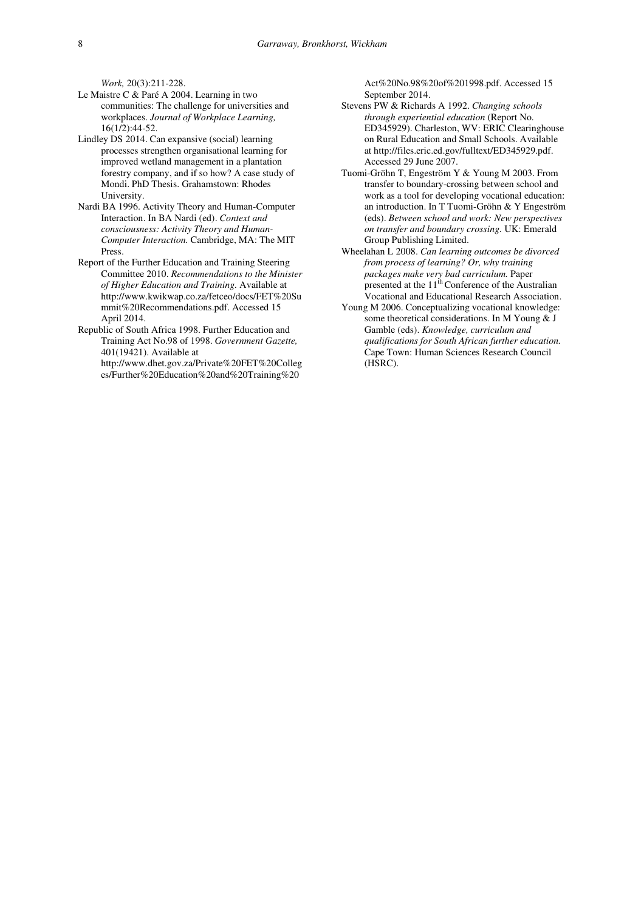*Work,* 20(3):211-228.

Le Maistre C & Paré A 2004. Learning in two communities: The challenge for universities and workplaces. *Journal of Workplace Learning,* 16(1/2):44-52.

Lindley DS 2014. Can expansive (social) learning processes strengthen organisational learning for improved wetland management in a plantation forestry company, and if so how? A case study of Mondi. PhD Thesis. Grahamstown: Rhodes University.

Nardi BA 1996. Activity Theory and Human-Computer Interaction. In BA Nardi (ed). *Context and consciousness: Activity Theory and Human-Computer Interaction.* Cambridge, MA: The MIT Press.

Report of the Further Education and Training Steering Committee 2010. *Recommendations to the Minister of Higher Education and Training*. Available at http://www.kwikwap.co.za/fetceo/docs/FET%20Summit%20Recommendations.pdf. Accessed 15 April 2014.

Republic of South Africa 1998. Further Education and Training Act No.98 of 1998. *Government Gazette,* 401(19421). Available at http://www.dhet.gov.za/Private%20FET%20Colleges/Further%20Education%20and%20Training%20Act%20No.98%20of%201998.pdf. Accessed 15 September 2014.

Stevens PW & Richards A 1992. *Changing schools through experiential education* (Report No. ED345929). Charleston, WV: ERIC Clearinghouse on Rural Education and Small Schools. Available at http://files.eric.ed.gov/fulltext/ED345929.pdf. Accessed 29 June 2007.

Tuomi-Gröhn T, Engeström Y & Young M 2003. From transfer to boundary-crossing between school and work as a tool for developing vocational education: an introduction. In T Tuomi-Gröhn & Y Engeström (eds). *Between school and work: New perspectives on transfer and boundary crossing.* UK: Emerald Group Publishing Limited.

Wheelahan L 2008. *Can learning outcomes be divorced from process of learning? Or, why training packages make very bad curriculum.* Paper presented at the 11th Conference of the Australian Vocational and Educational Research Association.

Young M 2006. Conceptualizing vocational knowledge: some theoretical considerations. In M Young & J Gamble (eds). *Knowledge, curriculum and qualifications for South African further education.* Cape Town: Human Sciences Research Council (HSRC).